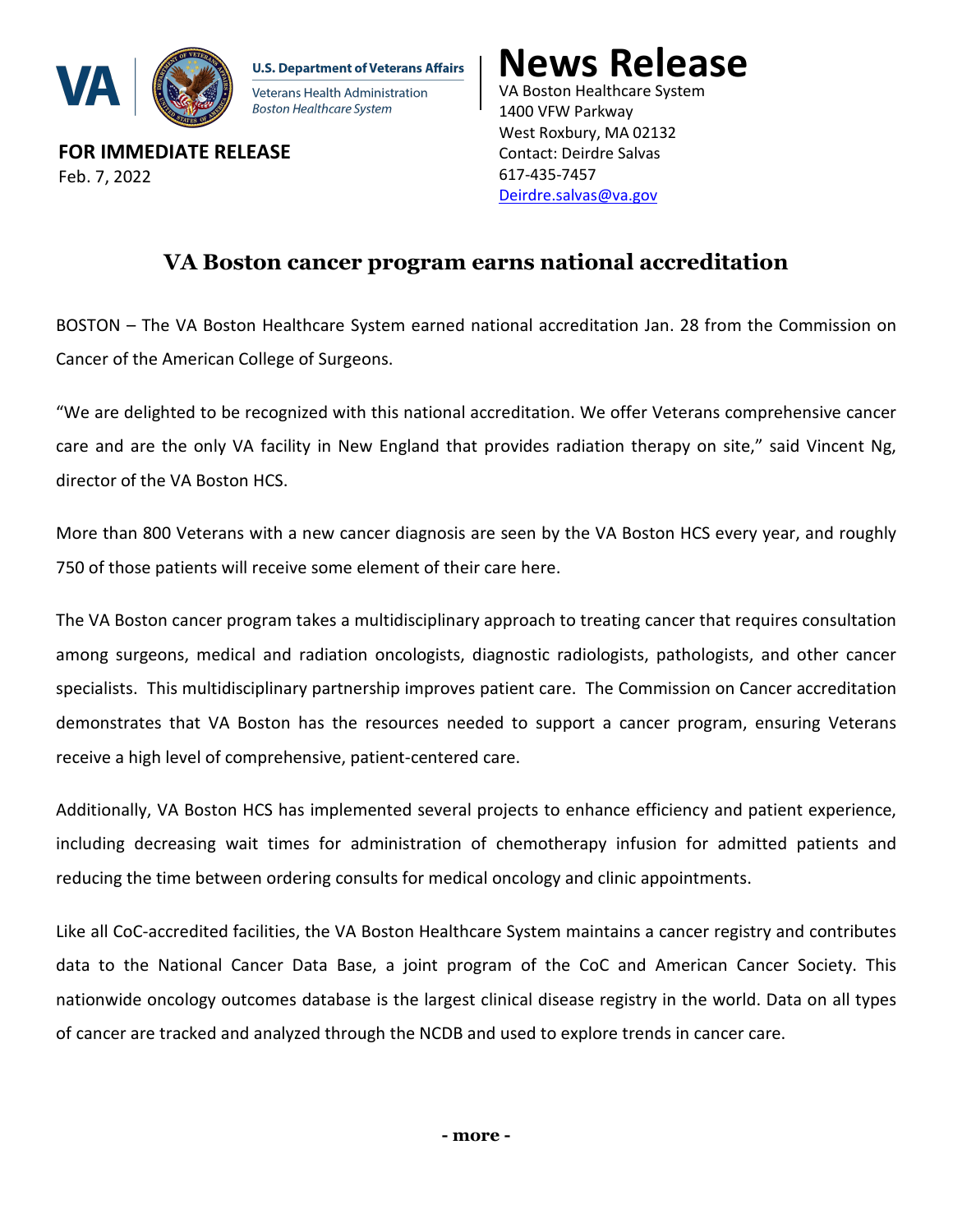U.S. Department of Veterans Affairs
Veterans Health Administration
*Boston Healthcare System*

# News Release

VA Boston Healthcare System
1400 VFW Parkway
West Roxbury, MA 02132
Contact: Deirdre Salvas
617-435-7457
Deirdre.salvas@va.gov

**FOR IMMEDIATE RELEASE**
Feb. 7, 2022

## VA Boston cancer program earns national accreditation

BOSTON – The VA Boston Healthcare System earned national accreditation Jan. 28 from the Commission on Cancer of the American College of Surgeons.

"We are delighted to be recognized with this national accreditation. We offer Veterans comprehensive cancer care and are the only VA facility in New England that provides radiation therapy on site," said Vincent Ng, director of the VA Boston HCS.

More than 800 Veterans with a new cancer diagnosis are seen by the VA Boston HCS every year, and roughly 750 of those patients will receive some element of their care here.

The VA Boston cancer program takes a multidisciplinary approach to treating cancer that requires consultation among surgeons, medical and radiation oncologists, diagnostic radiologists, pathologists, and other cancer specialists. This multidisciplinary partnership improves patient care. The Commission on Cancer accreditation demonstrates that VA Boston has the resources needed to support a cancer program, ensuring Veterans receive a high level of comprehensive, patient-centered care.

Additionally, VA Boston HCS has implemented several projects to enhance efficiency and patient experience, including decreasing wait times for administration of chemotherapy infusion for admitted patients and reducing the time between ordering consults for medical oncology and clinic appointments.

Like all CoC-accredited facilities, the VA Boston Healthcare System maintains a cancer registry and contributes data to the National Cancer Data Base, a joint program of the CoC and American Cancer Society. This nationwide oncology outcomes database is the largest clinical disease registry in the world. Data on all types of cancer are tracked and analyzed through the NCDB and used to explore trends in cancer care.

**- more -**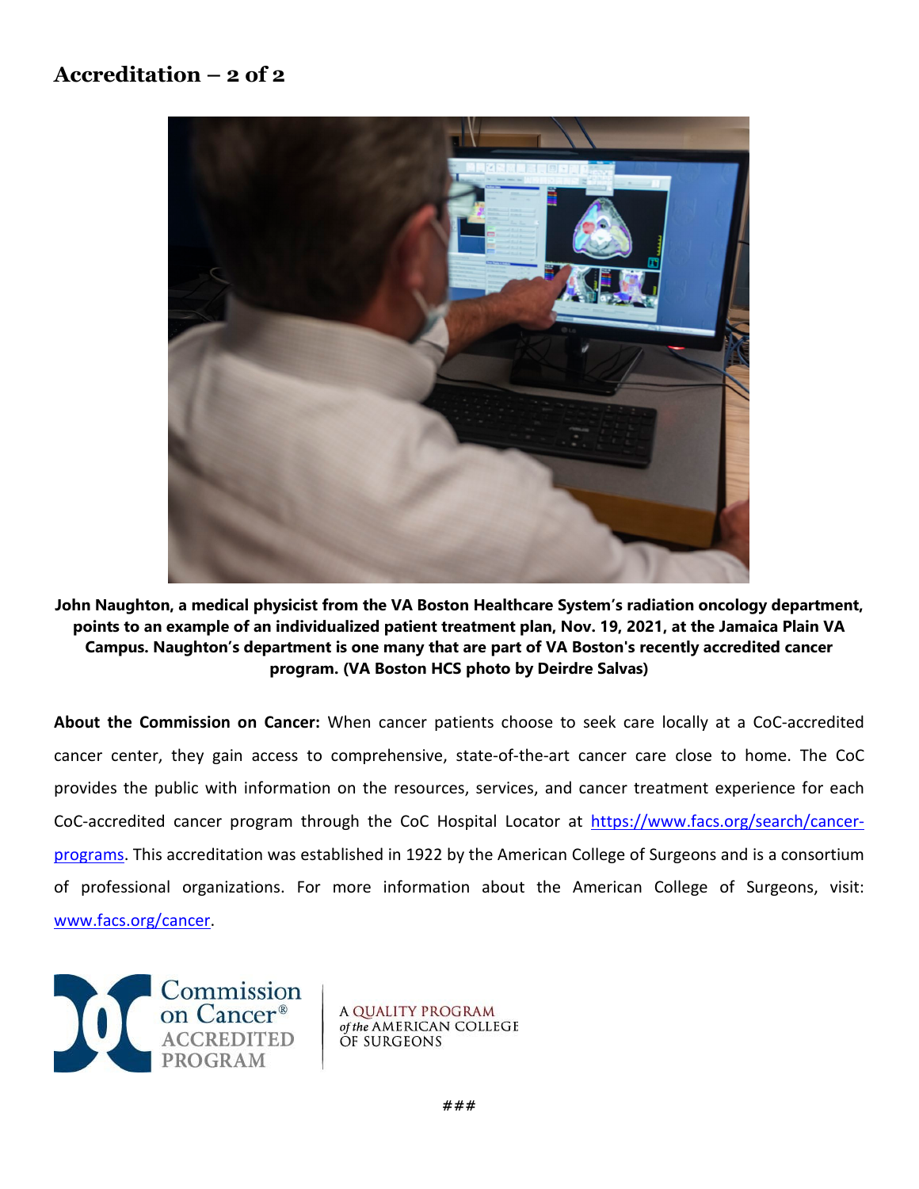## Accreditation – 2 of 2

**John Naughton, a medical physicist from the VA Boston Healthcare System's radiation oncology department, points to an example of an individualized patient treatment plan, Nov. 19, 2021, at the Jamaica Plain VA Campus. Naughton's department is one many that are part of VA Boston's recently accredited cancer program. (VA Boston HCS photo by Deirdre Salvas)**

**About the Commission on Cancer:** When cancer patients choose to seek care locally at a CoC-accredited cancer center, they gain access to comprehensive, state-of-the-art cancer care close to home. The CoC provides the public with information on the resources, services, and cancer treatment experience for each CoC-accredited cancer program through the CoC Hospital Locator at [https://www.facs.org/search/cancer-programs](https://www.facs.org/search/cancer-programs). This accreditation was established in 1922 by the American College of Surgeons and is a consortium of professional organizations. For more information about the American College of Surgeons, visit: [www.facs.org/cancer](www.facs.org/cancer).

Commission on Cancer® ACCREDITED PROGRAM

A QUALITY PROGRAM *of the* AMERICAN COLLEGE OF SURGEONS

###